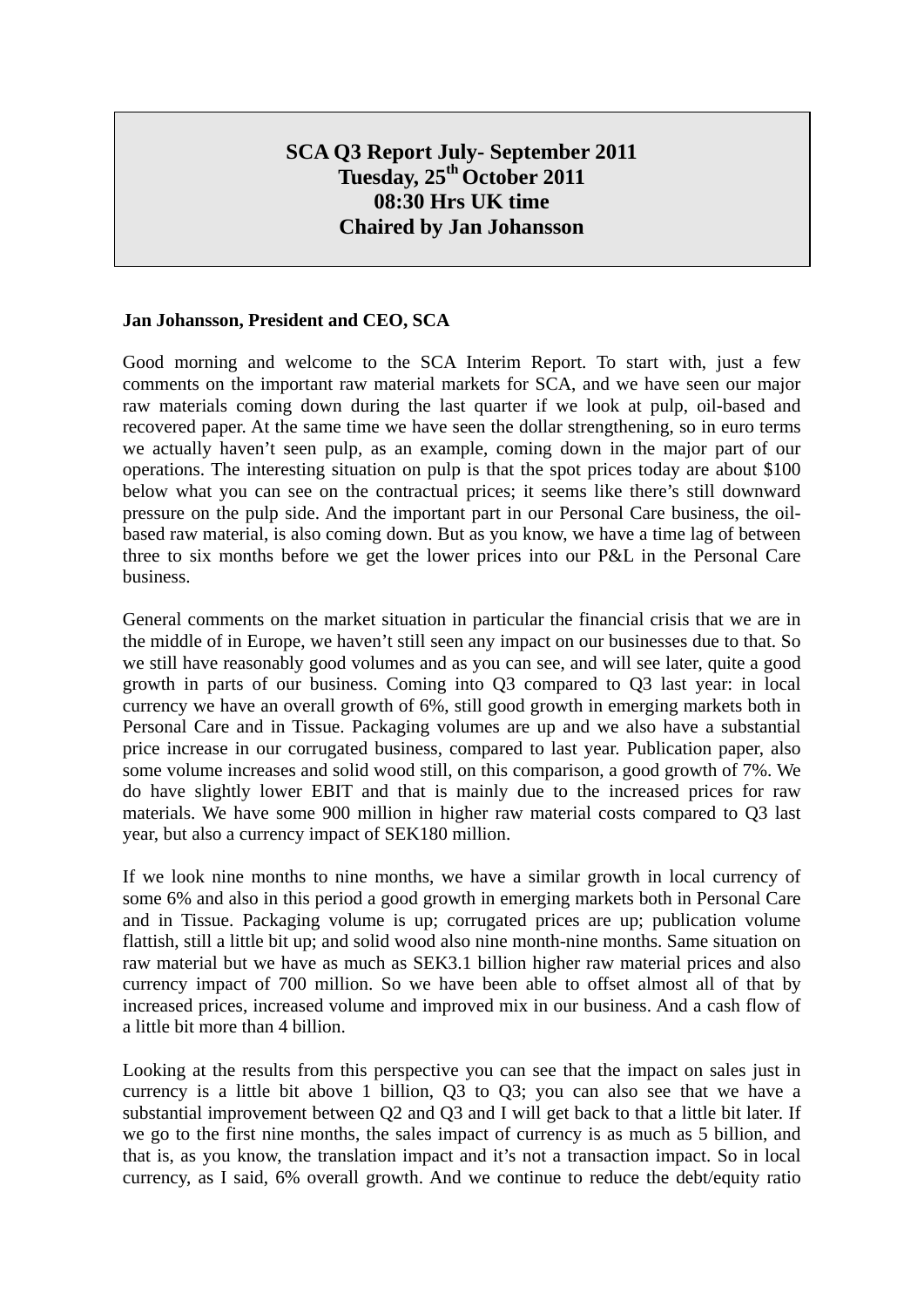# SCA Q3 Report July- September 2011
## Tuesday, 25th October 2011
## 08:30 Hrs UK time
## Chaired by Jan Johansson

**Jan Johansson, President and CEO, SCA**

Good morning and welcome to the SCA Interim Report. To start with, just a few comments on the important raw material markets for SCA, and we have seen our major raw materials coming down during the last quarter if we look at pulp, oil-based and recovered paper. At the same time we have seen the dollar strengthening, so in euro terms we actually haven't seen pulp, as an example, coming down in the major part of our operations. The interesting situation on pulp is that the spot prices today are about $100 below what you can see on the contractual prices; it seems like there's still downward pressure on the pulp side. And the important part in our Personal Care business, the oil-based raw material, is also coming down. But as you know, we have a time lag of between three to six months before we get the lower prices into our P&L in the Personal Care business.

General comments on the market situation in particular the financial crisis that we are in the middle of in Europe, we haven't still seen any impact on our businesses due to that. So we still have reasonably good volumes and as you can see, and will see later, quite a good growth in parts of our business. Coming into Q3 compared to Q3 last year: in local currency we have an overall growth of 6%, still good growth in emerging markets both in Personal Care and in Tissue. Packaging volumes are up and we also have a substantial price increase in our corrugated business, compared to last year. Publication paper, also some volume increases and solid wood still, on this comparison, a good growth of 7%. We do have slightly lower EBIT and that is mainly due to the increased prices for raw materials. We have some 900 million in higher raw material costs compared to Q3 last year, but also a currency impact of SEK180 million.

If we look nine months to nine months, we have a similar growth in local currency of some 6% and also in this period a good growth in emerging markets both in Personal Care and in Tissue. Packaging volume is up; corrugated prices are up; publication volume flattish, still a little bit up; and solid wood also nine month-nine months. Same situation on raw material but we have as much as SEK3.1 billion higher raw material prices and also currency impact of 700 million. So we have been able to offset almost all of that by increased prices, increased volume and improved mix in our business. And a cash flow of a little bit more than 4 billion.

Looking at the results from this perspective you can see that the impact on sales just in currency is a little bit above 1 billion, Q3 to Q3; you can also see that we have a substantial improvement between Q2 and Q3 and I will get back to that a little bit later. If we go to the first nine months, the sales impact of currency is as much as 5 billion, and that is, as you know, the translation impact and it's not a transaction impact. So in local currency, as I said, 6% overall growth. And we continue to reduce the debt/equity ratio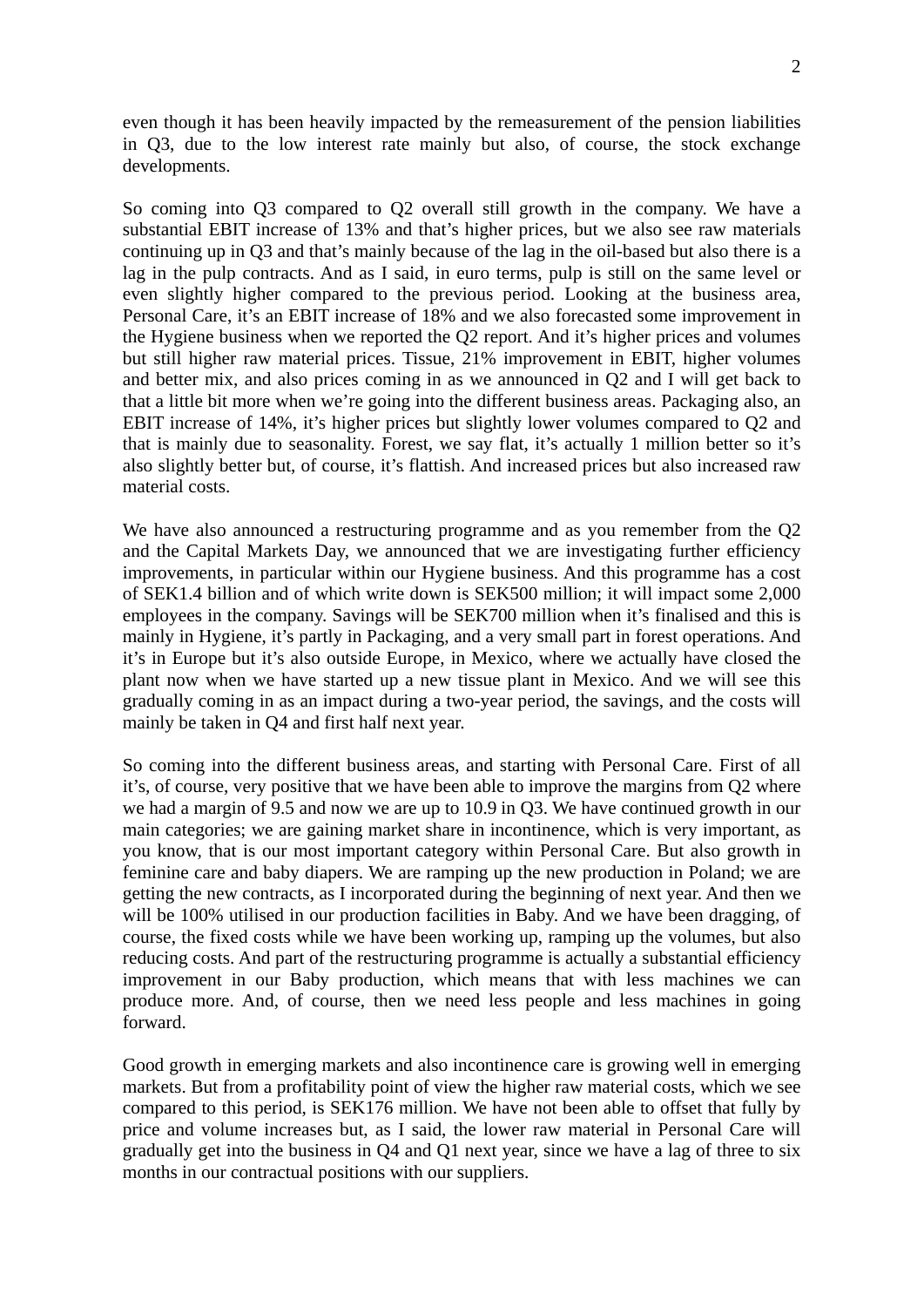even though it has been heavily impacted by the remeasurement of the pension liabilities in Q3, due to the low interest rate mainly but also, of course, the stock exchange developments.

So coming into Q3 compared to Q2 overall still growth in the company. We have a substantial EBIT increase of 13% and that's higher prices, but we also see raw materials continuing up in Q3 and that's mainly because of the lag in the oil-based but also there is a lag in the pulp contracts. And as I said, in euro terms, pulp is still on the same level or even slightly higher compared to the previous period. Looking at the business area, Personal Care, it's an EBIT increase of 18% and we also forecasted some improvement in the Hygiene business when we reported the Q2 report. And it's higher prices and volumes but still higher raw material prices. Tissue, 21% improvement in EBIT, higher volumes and better mix, and also prices coming in as we announced in Q2 and I will get back to that a little bit more when we're going into the different business areas. Packaging also, an EBIT increase of 14%, it's higher prices but slightly lower volumes compared to Q2 and that is mainly due to seasonality. Forest, we say flat, it's actually 1 million better so it's also slightly better but, of course, it's flattish. And increased prices but also increased raw material costs.

We have also announced a restructuring programme and as you remember from the Q2 and the Capital Markets Day, we announced that we are investigating further efficiency improvements, in particular within our Hygiene business. And this programme has a cost of SEK1.4 billion and of which write down is SEK500 million; it will impact some 2,000 employees in the company. Savings will be SEK700 million when it's finalised and this is mainly in Hygiene, it's partly in Packaging, and a very small part in forest operations. And it's in Europe but it's also outside Europe, in Mexico, where we actually have closed the plant now when we have started up a new tissue plant in Mexico. And we will see this gradually coming in as an impact during a two-year period, the savings, and the costs will mainly be taken in Q4 and first half next year.

So coming into the different business areas, and starting with Personal Care. First of all it's, of course, very positive that we have been able to improve the margins from Q2 where we had a margin of 9.5 and now we are up to 10.9 in Q3. We have continued growth in our main categories; we are gaining market share in incontinence, which is very important, as you know, that is our most important category within Personal Care. But also growth in feminine care and baby diapers. We are ramping up the new production in Poland; we are getting the new contracts, as I incorporated during the beginning of next year. And then we will be 100% utilised in our production facilities in Baby. And we have been dragging, of course, the fixed costs while we have been working up, ramping up the volumes, but also reducing costs. And part of the restructuring programme is actually a substantial efficiency improvement in our Baby production, which means that with less machines we can produce more. And, of course, then we need less people and less machines in going forward.

Good growth in emerging markets and also incontinence care is growing well in emerging markets. But from a profitability point of view the higher raw material costs, which we see compared to this period, is SEK176 million. We have not been able to offset that fully by price and volume increases but, as I said, the lower raw material in Personal Care will gradually get into the business in Q4 and Q1 next year, since we have a lag of three to six months in our contractual positions with our suppliers.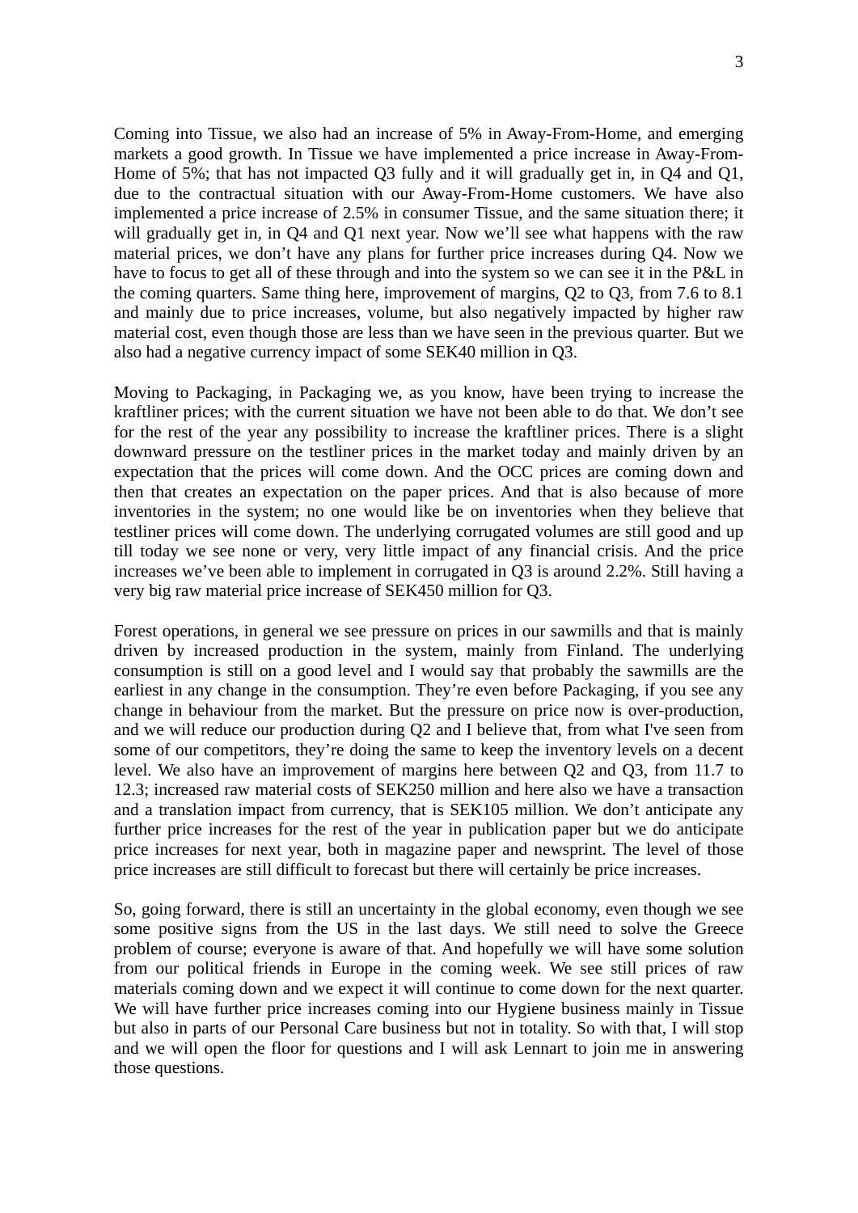Coming into Tissue, we also had an increase of 5% in Away-From-Home, and emerging markets a good growth. In Tissue we have implemented a price increase in Away-From-Home of 5%; that has not impacted Q3 fully and it will gradually get in, in Q4 and Q1, due to the contractual situation with our Away-From-Home customers. We have also implemented a price increase of 2.5% in consumer Tissue, and the same situation there; it will gradually get in, in Q4 and Q1 next year. Now we'll see what happens with the raw material prices, we don't have any plans for further price increases during Q4. Now we have to focus to get all of these through and into the system so we can see it in the P&L in the coming quarters. Same thing here, improvement of margins, Q2 to Q3, from 7.6 to 8.1 and mainly due to price increases, volume, but also negatively impacted by higher raw material cost, even though those are less than we have seen in the previous quarter. But we also had a negative currency impact of some SEK40 million in Q3.

Moving to Packaging, in Packaging we, as you know, have been trying to increase the kraftliner prices; with the current situation we have not been able to do that. We don't see for the rest of the year any possibility to increase the kraftliner prices. There is a slight downward pressure on the testliner prices in the market today and mainly driven by an expectation that the prices will come down. And the OCC prices are coming down and then that creates an expectation on the paper prices. And that is also because of more inventories in the system; no one would like be on inventories when they believe that testliner prices will come down. The underlying corrugated volumes are still good and up till today we see none or very, very little impact of any financial crisis. And the price increases we've been able to implement in corrugated in Q3 is around 2.2%. Still having a very big raw material price increase of SEK450 million for Q3.

Forest operations, in general we see pressure on prices in our sawmills and that is mainly driven by increased production in the system, mainly from Finland. The underlying consumption is still on a good level and I would say that probably the sawmills are the earliest in any change in the consumption. They're even before Packaging, if you see any change in behaviour from the market. But the pressure on price now is over-production, and we will reduce our production during Q2 and I believe that, from what I've seen from some of our competitors, they're doing the same to keep the inventory levels on a decent level. We also have an improvement of margins here between Q2 and Q3, from 11.7 to 12.3; increased raw material costs of SEK250 million and here also we have a transaction and a translation impact from currency, that is SEK105 million. We don't anticipate any further price increases for the rest of the year in publication paper but we do anticipate price increases for next year, both in magazine paper and newsprint. The level of those price increases are still difficult to forecast but there will certainly be price increases.

So, going forward, there is still an uncertainty in the global economy, even though we see some positive signs from the US in the last days. We still need to solve the Greece problem of course; everyone is aware of that. And hopefully we will have some solution from our political friends in Europe in the coming week. We see still prices of raw materials coming down and we expect it will continue to come down for the next quarter. We will have further price increases coming into our Hygiene business mainly in Tissue but also in parts of our Personal Care business but not in totality. So with that, I will stop and we will open the floor for questions and I will ask Lennart to join me in answering those questions.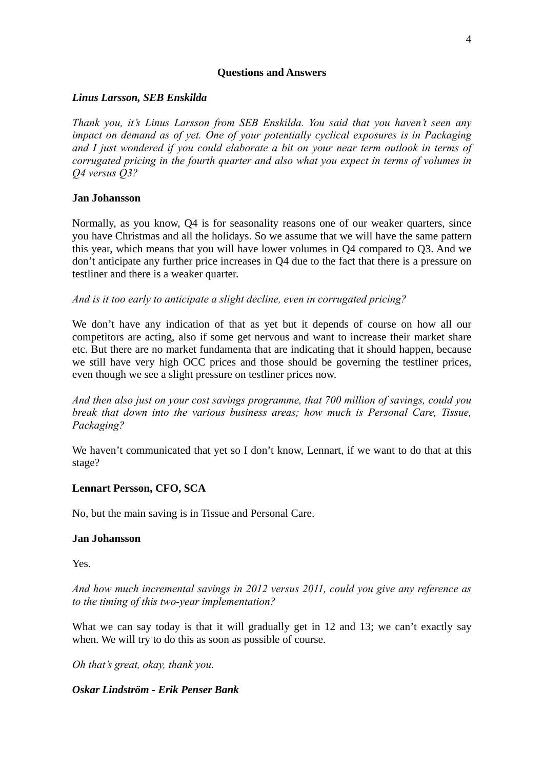**Questions and Answers**

***Linus Larsson, SEB Enskilda***

*Thank you, it's Linus Larsson from SEB Enskilda. You said that you haven't seen any impact on demand as of yet. One of your potentially cyclical exposures is in Packaging and I just wondered if you could elaborate a bit on your near term outlook in terms of corrugated pricing in the fourth quarter and also what you expect in terms of volumes in Q4 versus Q3?*

**Jan Johansson**

Normally, as you know, Q4 is for seasonality reasons one of our weaker quarters, since you have Christmas and all the holidays. So we assume that we will have the same pattern this year, which means that you will have lower volumes in Q4 compared to Q3. And we don't anticipate any further price increases in Q4 due to the fact that there is a pressure on testliner and there is a weaker quarter.

*And is it too early to anticipate a slight decline, even in corrugated pricing?*

We don't have any indication of that as yet but it depends of course on how all our competitors are acting, also if some get nervous and want to increase their market share etc. But there are no market fundamenta that are indicating that it should happen, because we still have very high OCC prices and those should be governing the testliner prices, even though we see a slight pressure on testliner prices now.

*And then also just on your cost savings programme, that 700 million of savings, could you break that down into the various business areas; how much is Personal Care, Tissue, Packaging?*

We haven't communicated that yet so I don't know, Lennart, if we want to do that at this stage?

**Lennart Persson, CFO, SCA**

No, but the main saving is in Tissue and Personal Care.

**Jan Johansson**

Yes.

*And how much incremental savings in 2012 versus 2011, could you give any reference as to the timing of this two-year implementation?*

What we can say today is that it will gradually get in 12 and 13; we can't exactly say when. We will try to do this as soon as possible of course.

*Oh that's great, okay, thank you.*

***Oskar Lindström - Erik Penser Bank***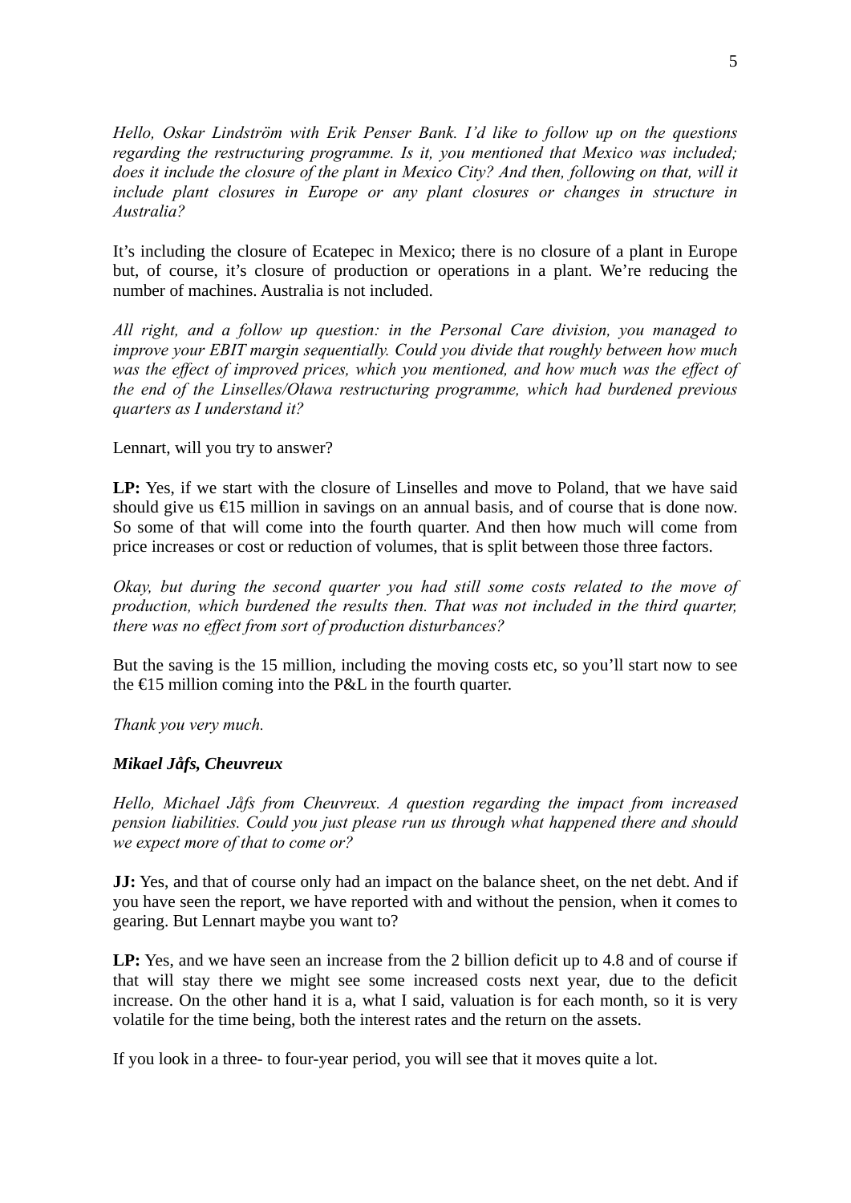*Hello, Oskar Lindström with Erik Penser Bank. I'd like to follow up on the questions regarding the restructuring programme. Is it, you mentioned that Mexico was included; does it include the closure of the plant in Mexico City? And then, following on that, will it include plant closures in Europe or any plant closures or changes in structure in Australia?*

It's including the closure of Ecatepec in Mexico; there is no closure of a plant in Europe but, of course, it's closure of production or operations in a plant. We're reducing the number of machines. Australia is not included.

*All right, and a follow up question: in the Personal Care division, you managed to improve your EBIT margin sequentially. Could you divide that roughly between how much was the effect of improved prices, which you mentioned, and how much was the effect of the end of the Linselles/Oława restructuring programme, which had burdened previous quarters as I understand it?*

Lennart, will you try to answer?

**LP:** Yes, if we start with the closure of Linselles and move to Poland, that we have said should give us €15 million in savings on an annual basis, and of course that is done now. So some of that will come into the fourth quarter. And then how much will come from price increases or cost or reduction of volumes, that is split between those three factors.

*Okay, but during the second quarter you had still some costs related to the move of production, which burdened the results then. That was not included in the third quarter, there was no effect from sort of production disturbances?*

But the saving is the 15 million, including the moving costs etc, so you'll start now to see the €15 million coming into the P&L in the fourth quarter.

*Thank you very much.*

***Mikael Jåfs, Cheuvreux***

*Hello, Michael Jåfs from Cheuvreux. A question regarding the impact from increased pension liabilities. Could you just please run us through what happened there and should we expect more of that to come or?*

**JJ:** Yes, and that of course only had an impact on the balance sheet, on the net debt. And if you have seen the report, we have reported with and without the pension, when it comes to gearing. But Lennart maybe you want to?

**LP:** Yes, and we have seen an increase from the 2 billion deficit up to 4.8 and of course if that will stay there we might see some increased costs next year, due to the deficit increase. On the other hand it is a, what I said, valuation is for each month, so it is very volatile for the time being, both the interest rates and the return on the assets.

If you look in a three- to four-year period, you will see that it moves quite a lot.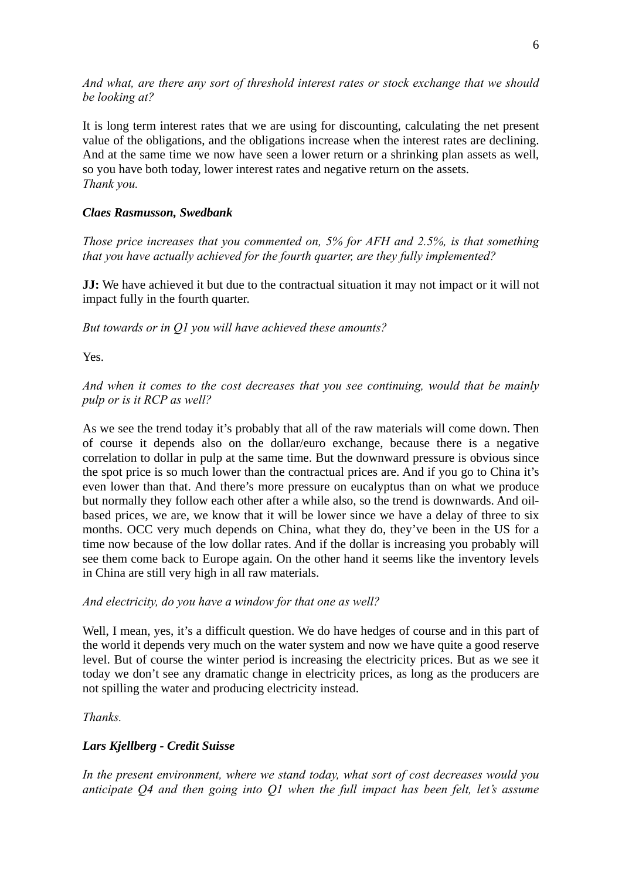*And what, are there any sort of threshold interest rates or stock exchange that we should be looking at?*

It is long term interest rates that we are using for discounting, calculating the net present value of the obligations, and the obligations increase when the interest rates are declining. And at the same time we now have seen a lower return or a shrinking plan assets as well, so you have both today, lower interest rates and negative return on the assets.
*Thank you.*

***Claes Rasmusson, Swedbank***

*Those price increases that you commented on, 5% for AFH and 2.5%, is that something that you have actually achieved for the fourth quarter, are they fully implemented?*

**JJ:** We have achieved it but due to the contractual situation it may not impact or it will not impact fully in the fourth quarter.

*But towards or in Q1 you will have achieved these amounts?*

Yes.

*And when it comes to the cost decreases that you see continuing, would that be mainly pulp or is it RCP as well?*

As we see the trend today it's probably that all of the raw materials will come down. Then of course it depends also on the dollar/euro exchange, because there is a negative correlation to dollar in pulp at the same time. But the downward pressure is obvious since the spot price is so much lower than the contractual prices are. And if you go to China it's even lower than that. And there's more pressure on eucalyptus than on what we produce but normally they follow each other after a while also, so the trend is downwards. And oil-based prices, we are, we know that it will be lower since we have a delay of three to six months. OCC very much depends on China, what they do, they've been in the US for a time now because of the low dollar rates. And if the dollar is increasing you probably will see them come back to Europe again. On the other hand it seems like the inventory levels in China are still very high in all raw materials.

*And electricity, do you have a window for that one as well?*

Well, I mean, yes, it's a difficult question. We do have hedges of course and in this part of the world it depends very much on the water system and now we have quite a good reserve level. But of course the winter period is increasing the electricity prices. But as we see it today we don't see any dramatic change in electricity prices, as long as the producers are not spilling the water and producing electricity instead.

*Thanks.*

***Lars Kjellberg - Credit Suisse***

*In the present environment, where we stand today, what sort of cost decreases would you anticipate Q4 and then going into Q1 when the full impact has been felt, let's assume*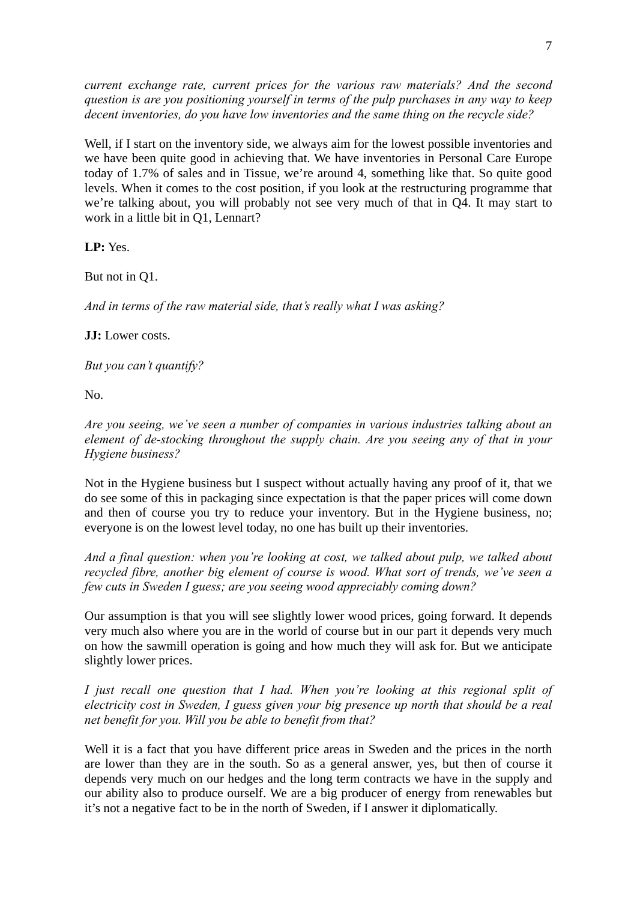*current exchange rate, current prices for the various raw materials? And the second question is are you positioning yourself in terms of the pulp purchases in any way to keep decent inventories, do you have low inventories and the same thing on the recycle side?*

Well, if I start on the inventory side, we always aim for the lowest possible inventories and we have been quite good in achieving that. We have inventories in Personal Care Europe today of 1.7% of sales and in Tissue, we're around 4, something like that. So quite good levels. When it comes to the cost position, if you look at the restructuring programme that we're talking about, you will probably not see very much of that in Q4. It may start to work in a little bit in Q1, Lennart?

**LP:** Yes.

But not in Q1.

*And in terms of the raw material side, that's really what I was asking?*

**JJ:** Lower costs.

*But you can't quantify?*

No.

*Are you seeing, we've seen a number of companies in various industries talking about an element of de-stocking throughout the supply chain. Are you seeing any of that in your Hygiene business?*

Not in the Hygiene business but I suspect without actually having any proof of it, that we do see some of this in packaging since expectation is that the paper prices will come down and then of course you try to reduce your inventory. But in the Hygiene business, no; everyone is on the lowest level today, no one has built up their inventories.

*And a final question: when you're looking at cost, we talked about pulp, we talked about recycled fibre, another big element of course is wood. What sort of trends, we've seen a few cuts in Sweden I guess; are you seeing wood appreciably coming down?*

Our assumption is that you will see slightly lower wood prices, going forward. It depends very much also where you are in the world of course but in our part it depends very much on how the sawmill operation is going and how much they will ask for. But we anticipate slightly lower prices.

*I just recall one question that I had. When you're looking at this regional split of electricity cost in Sweden, I guess given your big presence up north that should be a real net benefit for you. Will you be able to benefit from that?*

Well it is a fact that you have different price areas in Sweden and the prices in the north are lower than they are in the south. So as a general answer, yes, but then of course it depends very much on our hedges and the long term contracts we have in the supply and our ability also to produce ourself. We are a big producer of energy from renewables but it's not a negative fact to be in the north of Sweden, if I answer it diplomatically.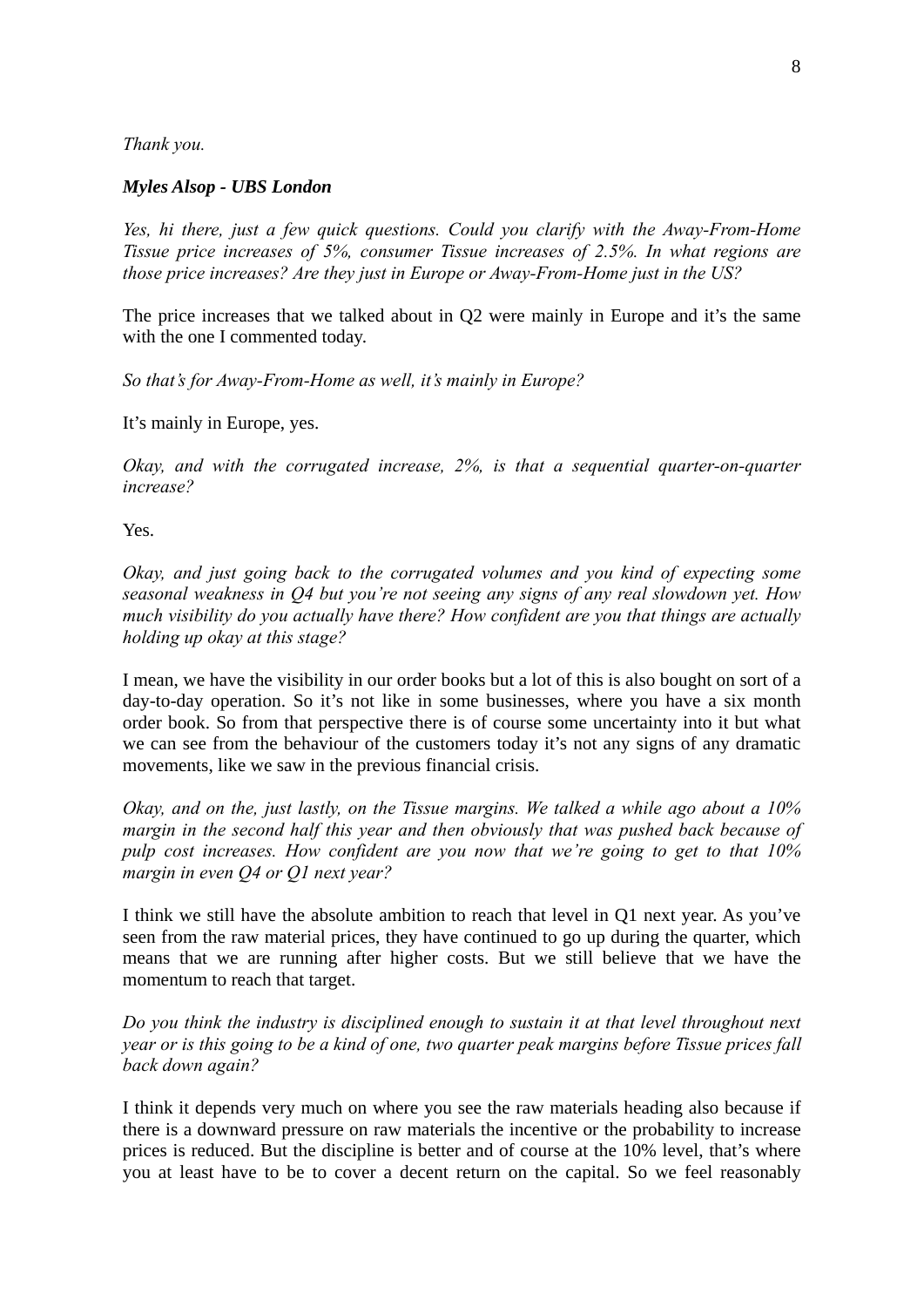*Thank you.*

***Myles Alsop - UBS London***

*Yes, hi there, just a few quick questions. Could you clarify with the Away-From-Home Tissue price increases of 5%, consumer Tissue increases of 2.5%. In what regions are those price increases? Are they just in Europe or Away-From-Home just in the US?*

The price increases that we talked about in Q2 were mainly in Europe and it's the same with the one I commented today.

*So that's for Away-From-Home as well, it's mainly in Europe?*

It's mainly in Europe, yes.

*Okay, and with the corrugated increase, 2%, is that a sequential quarter-on-quarter increase?*

Yes.

*Okay, and just going back to the corrugated volumes and you kind of expecting some seasonal weakness in Q4 but you're not seeing any signs of any real slowdown yet. How much visibility do you actually have there? How confident are you that things are actually holding up okay at this stage?*

I mean, we have the visibility in our order books but a lot of this is also bought on sort of a day-to-day operation. So it's not like in some businesses, where you have a six month order book. So from that perspective there is of course some uncertainty into it but what we can see from the behaviour of the customers today it's not any signs of any dramatic movements, like we saw in the previous financial crisis.

*Okay, and on the, just lastly, on the Tissue margins. We talked a while ago about a 10% margin in the second half this year and then obviously that was pushed back because of pulp cost increases. How confident are you now that we're going to get to that 10% margin in even Q4 or Q1 next year?*

I think we still have the absolute ambition to reach that level in Q1 next year. As you've seen from the raw material prices, they have continued to go up during the quarter, which means that we are running after higher costs. But we still believe that we have the momentum to reach that target.

*Do you think the industry is disciplined enough to sustain it at that level throughout next year or is this going to be a kind of one, two quarter peak margins before Tissue prices fall back down again?*

I think it depends very much on where you see the raw materials heading also because if there is a downward pressure on raw materials the incentive or the probability to increase prices is reduced. But the discipline is better and of course at the 10% level, that's where you at least have to be to cover a decent return on the capital. So we feel reasonably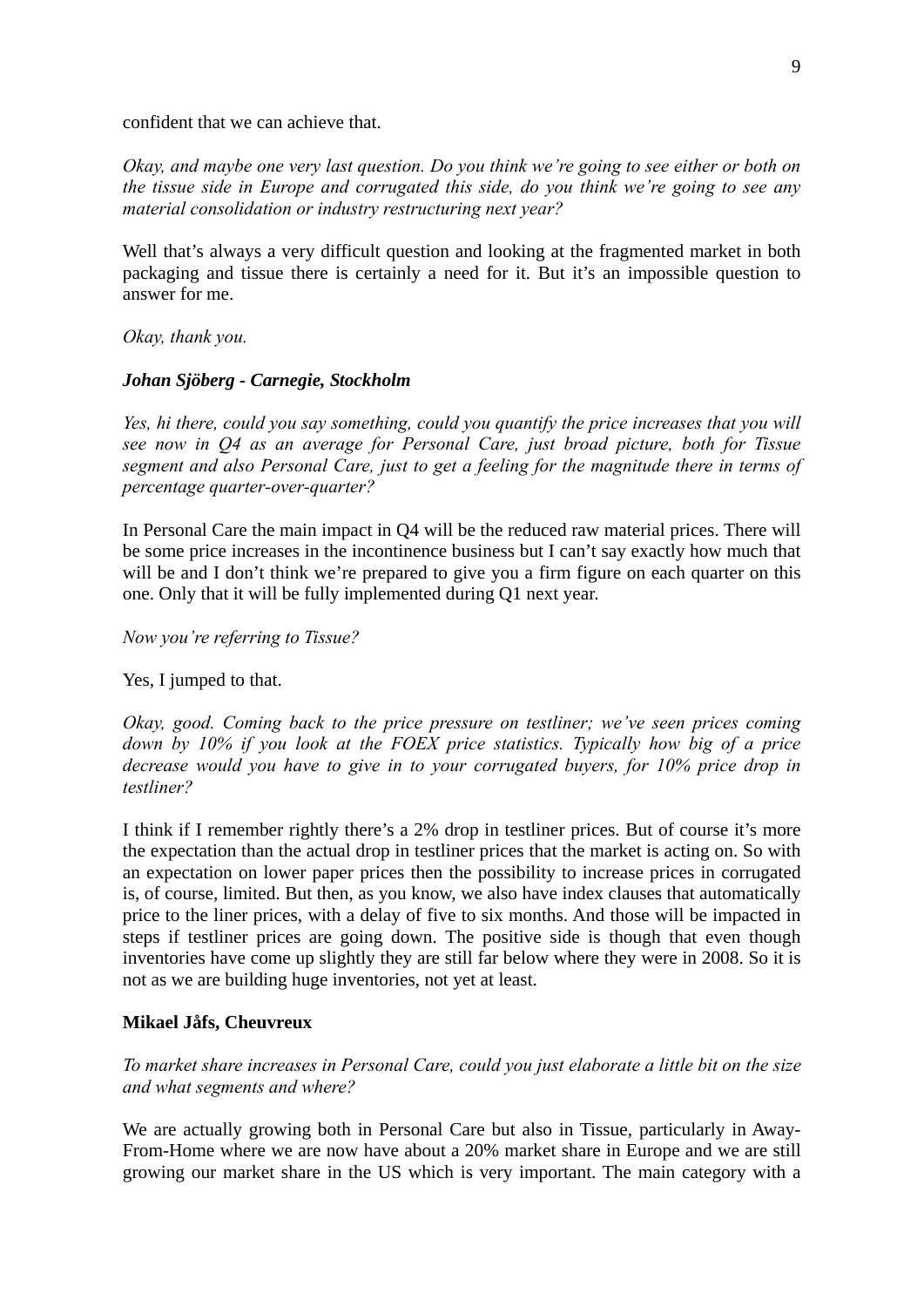confident that we can achieve that.

*Okay, and maybe one very last question. Do you think we're going to see either or both on the tissue side in Europe and corrugated this side, do you think we're going to see any material consolidation or industry restructuring next year?*

Well that's always a very difficult question and looking at the fragmented market in both packaging and tissue there is certainly a need for it. But it's an impossible question to answer for me.

*Okay, thank you.*

***Johan Sjöberg - Carnegie, Stockholm***

*Yes, hi there, could you say something, could you quantify the price increases that you will see now in Q4 as an average for Personal Care, just broad picture, both for Tissue segment and also Personal Care, just to get a feeling for the magnitude there in terms of percentage quarter-over-quarter?*

In Personal Care the main impact in Q4 will be the reduced raw material prices. There will be some price increases in the incontinence business but I can't say exactly how much that will be and I don't think we're prepared to give you a firm figure on each quarter on this one. Only that it will be fully implemented during Q1 next year.

*Now you're referring to Tissue?*

Yes, I jumped to that.

*Okay, good. Coming back to the price pressure on testliner; we've seen prices coming down by 10% if you look at the FOEX price statistics. Typically how big of a price decrease would you have to give in to your corrugated buyers, for 10% price drop in testliner?*

I think if I remember rightly there's a 2% drop in testliner prices. But of course it's more the expectation than the actual drop in testliner prices that the market is acting on. So with an expectation on lower paper prices then the possibility to increase prices in corrugated is, of course, limited. But then, as you know, we also have index clauses that automatically price to the liner prices, with a delay of five to six months. And those will be impacted in steps if testliner prices are going down. The positive side is though that even though inventories have come up slightly they are still far below where they were in 2008. So it is not as we are building huge inventories, not yet at least.

**Mikael Jåfs, Cheuvreux**

*To market share increases in Personal Care, could you just elaborate a little bit on the size and what segments and where?*

We are actually growing both in Personal Care but also in Tissue, particularly in Away-From-Home where we are now have about a 20% market share in Europe and we are still growing our market share in the US which is very important. The main category with a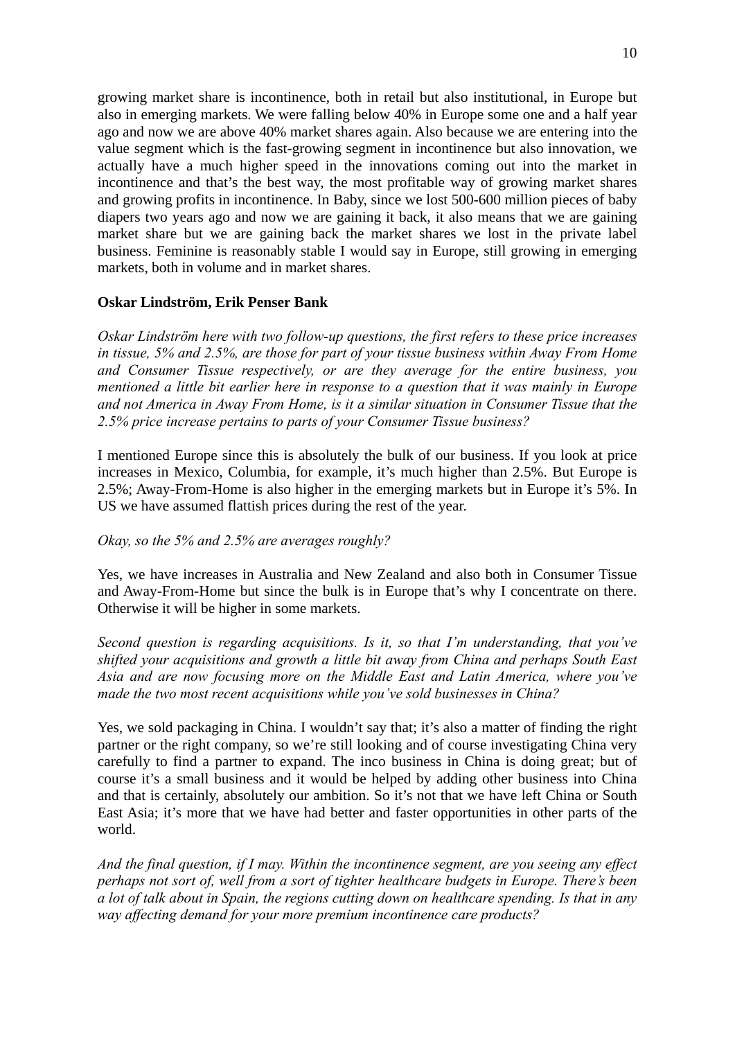growing market share is incontinence, both in retail but also institutional, in Europe but also in emerging markets. We were falling below 40% in Europe some one and a half year ago and now we are above 40% market shares again. Also because we are entering into the value segment which is the fast-growing segment in incontinence but also innovation, we actually have a much higher speed in the innovations coming out into the market in incontinence and that's the best way, the most profitable way of growing market shares and growing profits in incontinence. In Baby, since we lost 500-600 million pieces of baby diapers two years ago and now we are gaining it back, it also means that we are gaining market share but we are gaining back the market shares we lost in the private label business. Feminine is reasonably stable I would say in Europe, still growing in emerging markets, both in volume and in market shares.

**Oskar Lindström, Erik Penser Bank**

*Oskar Lindström here with two follow-up questions, the first refers to these price increases in tissue, 5% and 2.5%, are those for part of your tissue business within Away From Home and Consumer Tissue respectively, or are they average for the entire business, you mentioned a little bit earlier here in response to a question that it was mainly in Europe and not America in Away From Home, is it a similar situation in Consumer Tissue that the 2.5% price increase pertains to parts of your Consumer Tissue business?*

I mentioned Europe since this is absolutely the bulk of our business. If you look at price increases in Mexico, Columbia, for example, it's much higher than 2.5%. But Europe is 2.5%; Away-From-Home is also higher in the emerging markets but in Europe it's 5%. In US we have assumed flattish prices during the rest of the year.

*Okay, so the 5% and 2.5% are averages roughly?*

Yes, we have increases in Australia and New Zealand and also both in Consumer Tissue and Away-From-Home but since the bulk is in Europe that's why I concentrate on there. Otherwise it will be higher in some markets.

*Second question is regarding acquisitions. Is it, so that I'm understanding, that you've shifted your acquisitions and growth a little bit away from China and perhaps South East Asia and are now focusing more on the Middle East and Latin America, where you've made the two most recent acquisitions while you've sold businesses in China?*

Yes, we sold packaging in China. I wouldn't say that; it's also a matter of finding the right partner or the right company, so we're still looking and of course investigating China very carefully to find a partner to expand. The inco business in China is doing great; but of course it's a small business and it would be helped by adding other business into China and that is certainly, absolutely our ambition. So it's not that we have left China or South East Asia; it's more that we have had better and faster opportunities in other parts of the world.

*And the final question, if I may. Within the incontinence segment, are you seeing any effect perhaps not sort of, well from a sort of tighter healthcare budgets in Europe. There's been a lot of talk about in Spain, the regions cutting down on healthcare spending. Is that in any way affecting demand for your more premium incontinence care products?*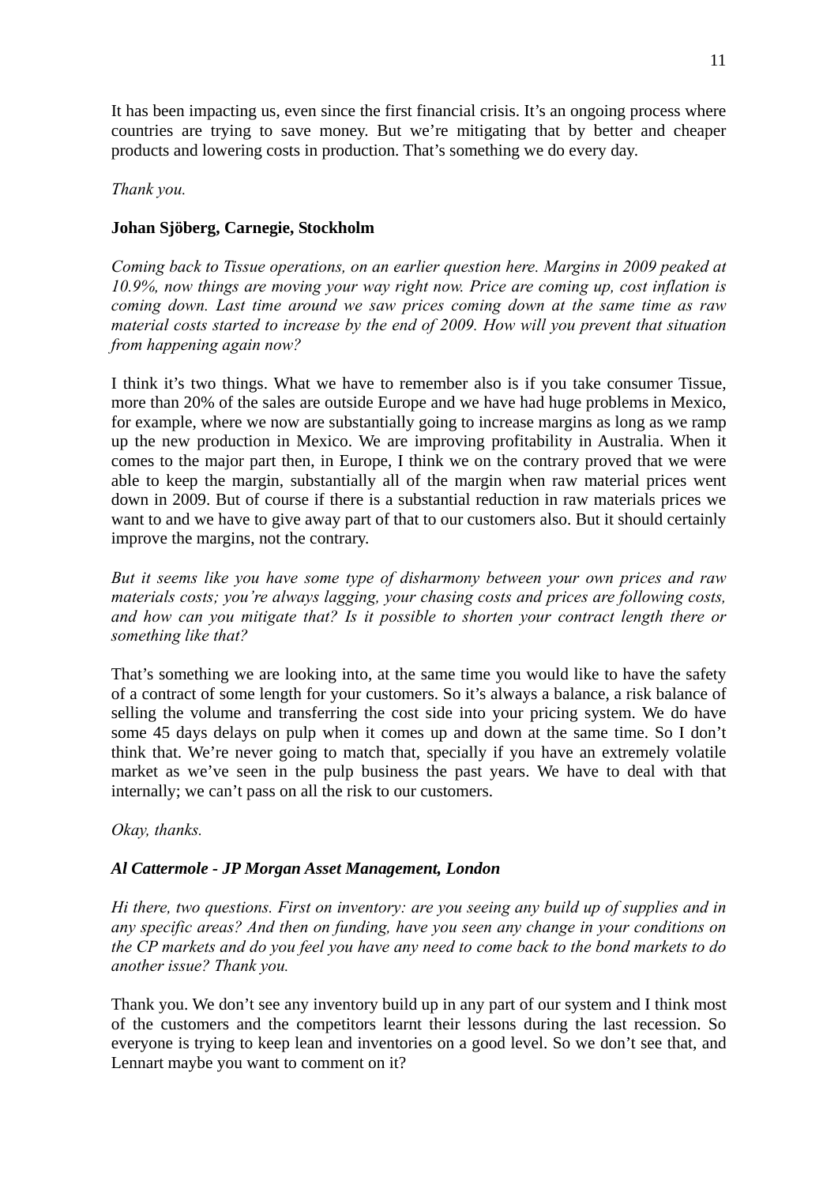It has been impacting us, even since the first financial crisis. It's an ongoing process where countries are trying to save money. But we're mitigating that by better and cheaper products and lowering costs in production. That's something we do every day.

*Thank you.*

**Johan Sjöberg, Carnegie, Stockholm**

*Coming back to Tissue operations, on an earlier question here. Margins in 2009 peaked at 10.9%, now things are moving your way right now. Price are coming up, cost inflation is coming down. Last time around we saw prices coming down at the same time as raw material costs started to increase by the end of 2009. How will you prevent that situation from happening again now?*

I think it's two things. What we have to remember also is if you take consumer Tissue, more than 20% of the sales are outside Europe and we have had huge problems in Mexico, for example, where we now are substantially going to increase margins as long as we ramp up the new production in Mexico. We are improving profitability in Australia. When it comes to the major part then, in Europe, I think we on the contrary proved that we were able to keep the margin, substantially all of the margin when raw material prices went down in 2009. But of course if there is a substantial reduction in raw materials prices we want to and we have to give away part of that to our customers also. But it should certainly improve the margins, not the contrary.

*But it seems like you have some type of disharmony between your own prices and raw materials costs; you're always lagging, your chasing costs and prices are following costs, and how can you mitigate that? Is it possible to shorten your contract length there or something like that?*

That's something we are looking into, at the same time you would like to have the safety of a contract of some length for your customers. So it's always a balance, a risk balance of selling the volume and transferring the cost side into your pricing system. We do have some 45 days delays on pulp when it comes up and down at the same time. So I don't think that. We're never going to match that, specially if you have an extremely volatile market as we've seen in the pulp business the past years. We have to deal with that internally; we can't pass on all the risk to our customers.

*Okay, thanks.*

***Al Cattermole - JP Morgan Asset Management, London***

*Hi there, two questions. First on inventory: are you seeing any build up of supplies and in any specific areas? And then on funding, have you seen any change in your conditions on the CP markets and do you feel you have any need to come back to the bond markets to do another issue? Thank you.*

Thank you. We don't see any inventory build up in any part of our system and I think most of the customers and the competitors learnt their lessons during the last recession. So everyone is trying to keep lean and inventories on a good level. So we don't see that, and Lennart maybe you want to comment on it?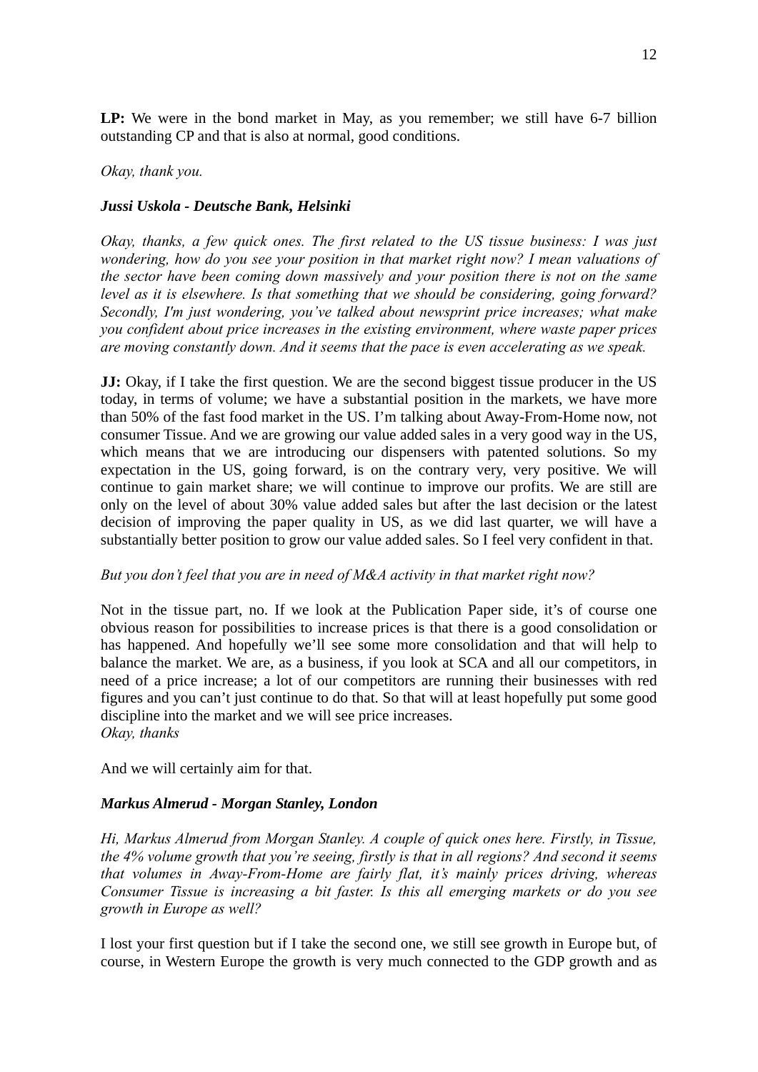**LP:** We were in the bond market in May, as you remember; we still have 6-7 billion outstanding CP and that is also at normal, good conditions.

*Okay, thank you.*

***Jussi Uskola - Deutsche Bank, Helsinki***

*Okay, thanks, a few quick ones. The first related to the US tissue business: I was just wondering, how do you see your position in that market right now? I mean valuations of the sector have been coming down massively and your position there is not on the same level as it is elsewhere. Is that something that we should be considering, going forward? Secondly, I'm just wondering, you've talked about newsprint price increases; what make you confident about price increases in the existing environment, where waste paper prices are moving constantly down. And it seems that the pace is even accelerating as we speak.*

**JJ:** Okay, if I take the first question. We are the second biggest tissue producer in the US today, in terms of volume; we have a substantial position in the markets, we have more than 50% of the fast food market in the US. I'm talking about Away-From-Home now, not consumer Tissue. And we are growing our value added sales in a very good way in the US, which means that we are introducing our dispensers with patented solutions. So my expectation in the US, going forward, is on the contrary very, very positive. We will continue to gain market share; we will continue to improve our profits. We are still are only on the level of about 30% value added sales but after the last decision or the latest decision of improving the paper quality in US, as we did last quarter, we will have a substantially better position to grow our value added sales. So I feel very confident in that.

*But you don't feel that you are in need of M&A activity in that market right now?*

Not in the tissue part, no. If we look at the Publication Paper side, it's of course one obvious reason for possibilities to increase prices is that there is a good consolidation or has happened. And hopefully we'll see some more consolidation and that will help to balance the market. We are, as a business, if you look at SCA and all our competitors, in need of a price increase; a lot of our competitors are running their businesses with red figures and you can't just continue to do that. So that will at least hopefully put some good discipline into the market and we will see price increases.
*Okay, thanks*

And we will certainly aim for that.

***Markus Almerud - Morgan Stanley, London***

*Hi, Markus Almerud from Morgan Stanley. A couple of quick ones here. Firstly, in Tissue, the 4% volume growth that you're seeing, firstly is that in all regions? And second it seems that volumes in Away-From-Home are fairly flat, it's mainly prices driving, whereas Consumer Tissue is increasing a bit faster. Is this all emerging markets or do you see growth in Europe as well?*

I lost your first question but if I take the second one, we still see growth in Europe but, of course, in Western Europe the growth is very much connected to the GDP growth and as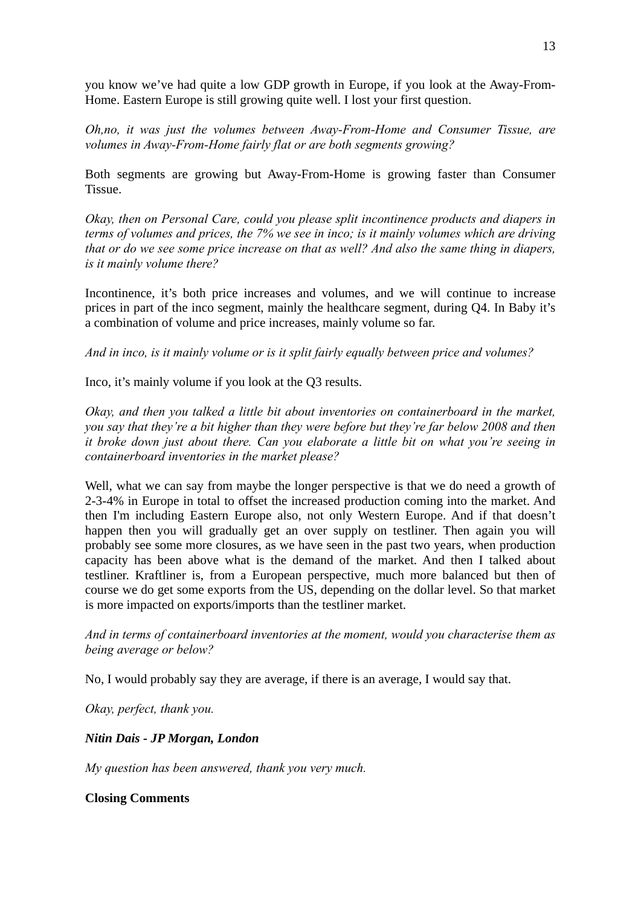you know we've had quite a low GDP growth in Europe, if you look at the Away-From-Home. Eastern Europe is still growing quite well. I lost your first question.

*Oh,no, it was just the volumes between Away-From-Home and Consumer Tissue, are volumes in Away-From-Home fairly flat or are both segments growing?*

Both segments are growing but Away-From-Home is growing faster than Consumer Tissue.

*Okay, then on Personal Care, could you please split incontinence products and diapers in terms of volumes and prices, the 7% we see in inco; is it mainly volumes which are driving that or do we see some price increase on that as well? And also the same thing in diapers, is it mainly volume there?*

Incontinence, it's both price increases and volumes, and we will continue to increase prices in part of the inco segment, mainly the healthcare segment, during Q4. In Baby it's a combination of volume and price increases, mainly volume so far.

*And in inco, is it mainly volume or is it split fairly equally between price and volumes?*

Inco, it's mainly volume if you look at the Q3 results.

*Okay, and then you talked a little bit about inventories on containerboard in the market, you say that they're a bit higher than they were before but they're far below 2008 and then it broke down just about there. Can you elaborate a little bit on what you're seeing in containerboard inventories in the market please?*

Well, what we can say from maybe the longer perspective is that we do need a growth of 2-3-4% in Europe in total to offset the increased production coming into the market. And then I'm including Eastern Europe also, not only Western Europe. And if that doesn't happen then you will gradually get an over supply on testliner. Then again you will probably see some more closures, as we have seen in the past two years, when production capacity has been above what is the demand of the market. And then I talked about testliner. Kraftliner is, from a European perspective, much more balanced but then of course we do get some exports from the US, depending on the dollar level. So that market is more impacted on exports/imports than the testliner market.

*And in terms of containerboard inventories at the moment, would you characterise them as being average or below?*

No, I would probably say they are average, if there is an average, I would say that.

*Okay, perfect, thank you.*

***Nitin Dais - JP Morgan, London***

*My question has been answered, thank you very much.*

**Closing Comments**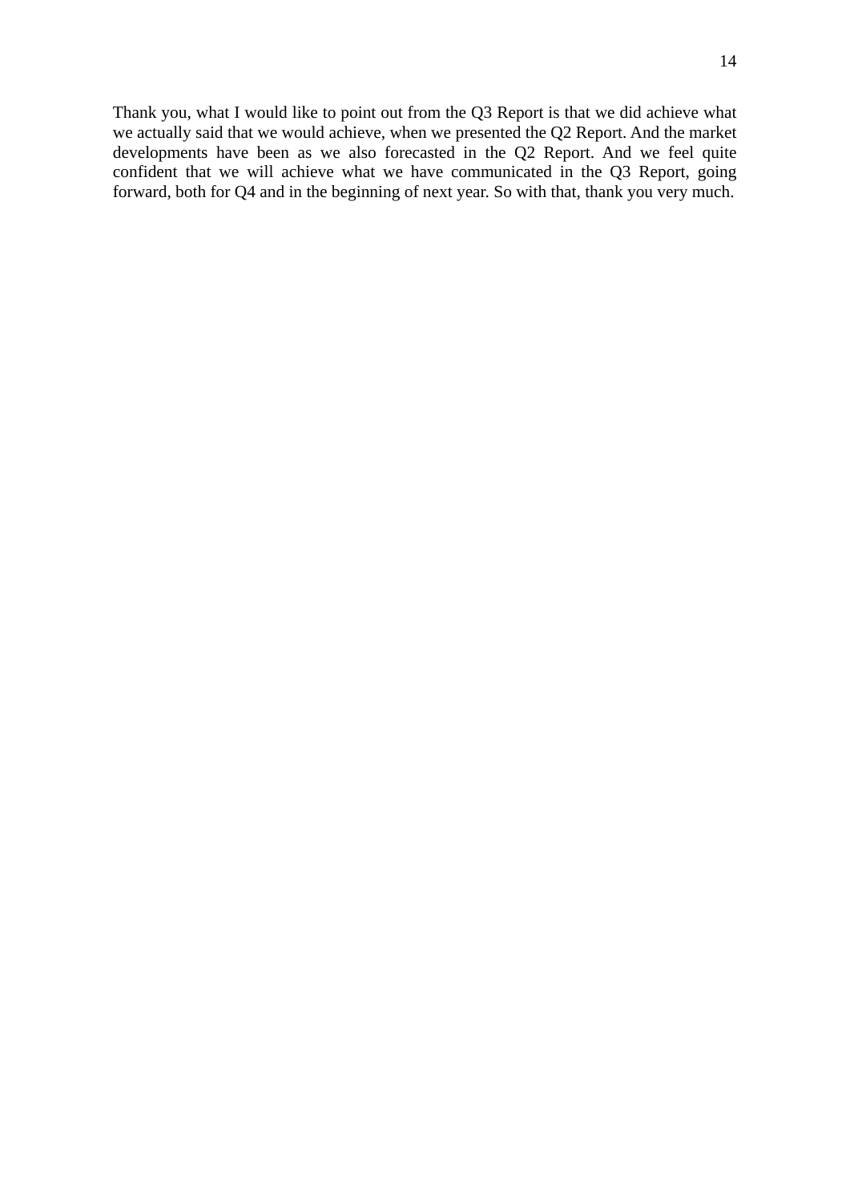Thank you, what I would like to point out from the Q3 Report is that we did achieve what we actually said that we would achieve, when we presented the Q2 Report. And the market developments have been as we also forecasted in the Q2 Report. And we feel quite confident that we will achieve what we have communicated in the Q3 Report, going forward, both for Q4 and in the beginning of next year. So with that, thank you very much.